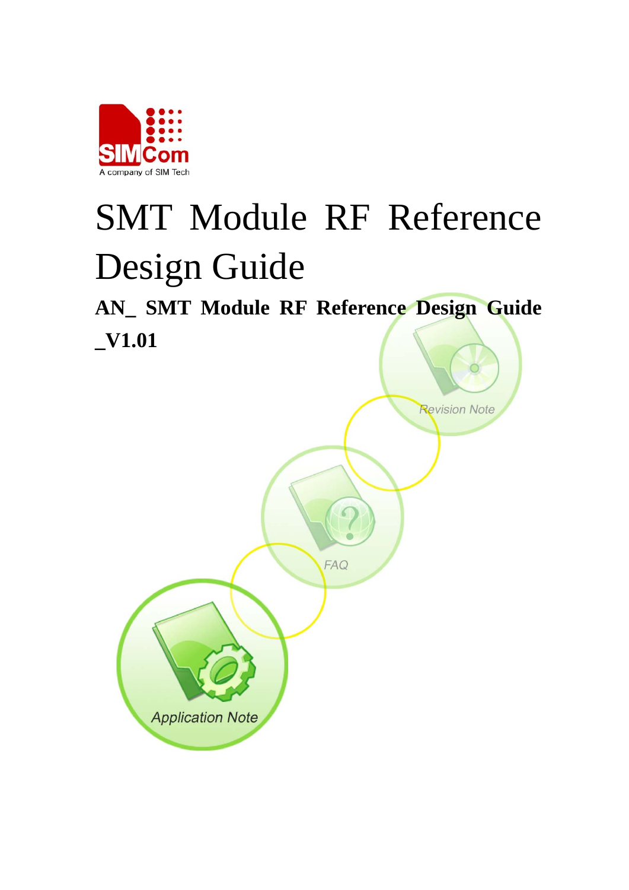# SMT Module RF Reference Design Guide

**AN_ SMT Module RF Reference Design Guide _V1.01**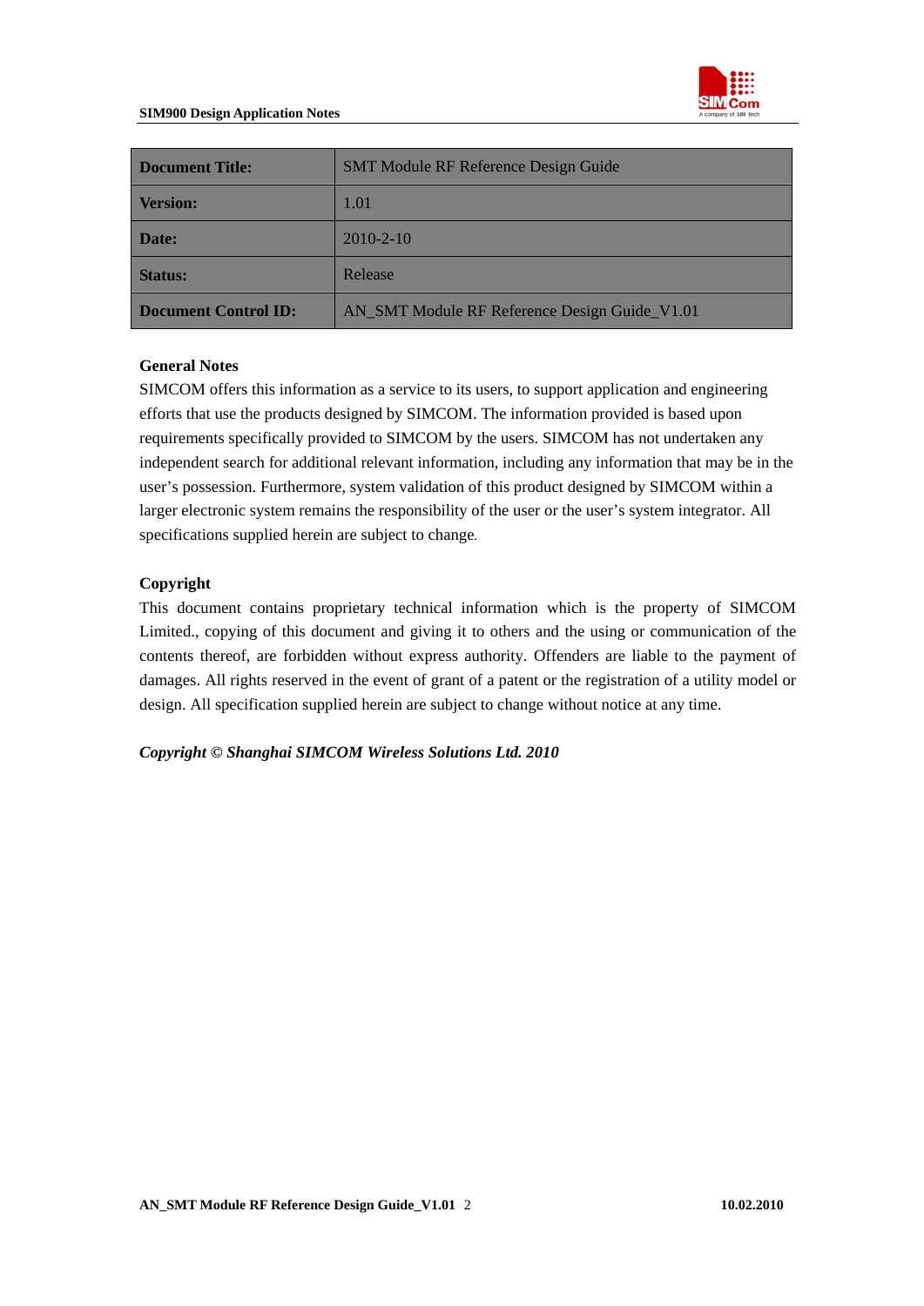| Document Title: | SMT Module RF Reference Design Guide |
|---|---|
| Version: | 1.01 |
| Date: | 2010-2-10 |
| Status: | Release |
| Document Control ID: | AN_SMT Module RF Reference Design Guide_V1.01 |

**General Notes**

SIMCOM offers this information as a service to its users, to support application and engineering efforts that use the products designed by SIMCOM. The information provided is based upon requirements specifically provided to SIMCOM by the users. SIMCOM has not undertaken any independent search for additional relevant information, including any information that may be in the user's possession. Furthermore, system validation of this product designed by SIMCOM within a larger electronic system remains the responsibility of the user or the user's system integrator. All specifications supplied herein are subject to change.

**Copyright**

This document contains proprietary technical information which is the property of SIMCOM Limited., copying of this document and giving it to others and the using or communication of the contents thereof, are forbidden without express authority. Offenders are liable to the payment of damages. All rights reserved in the event of grant of a patent or the registration of a utility model or design. All specification supplied herein are subject to change without notice at any time.

***Copyright © Shanghai SIMCOM Wireless Solutions Ltd. 2010***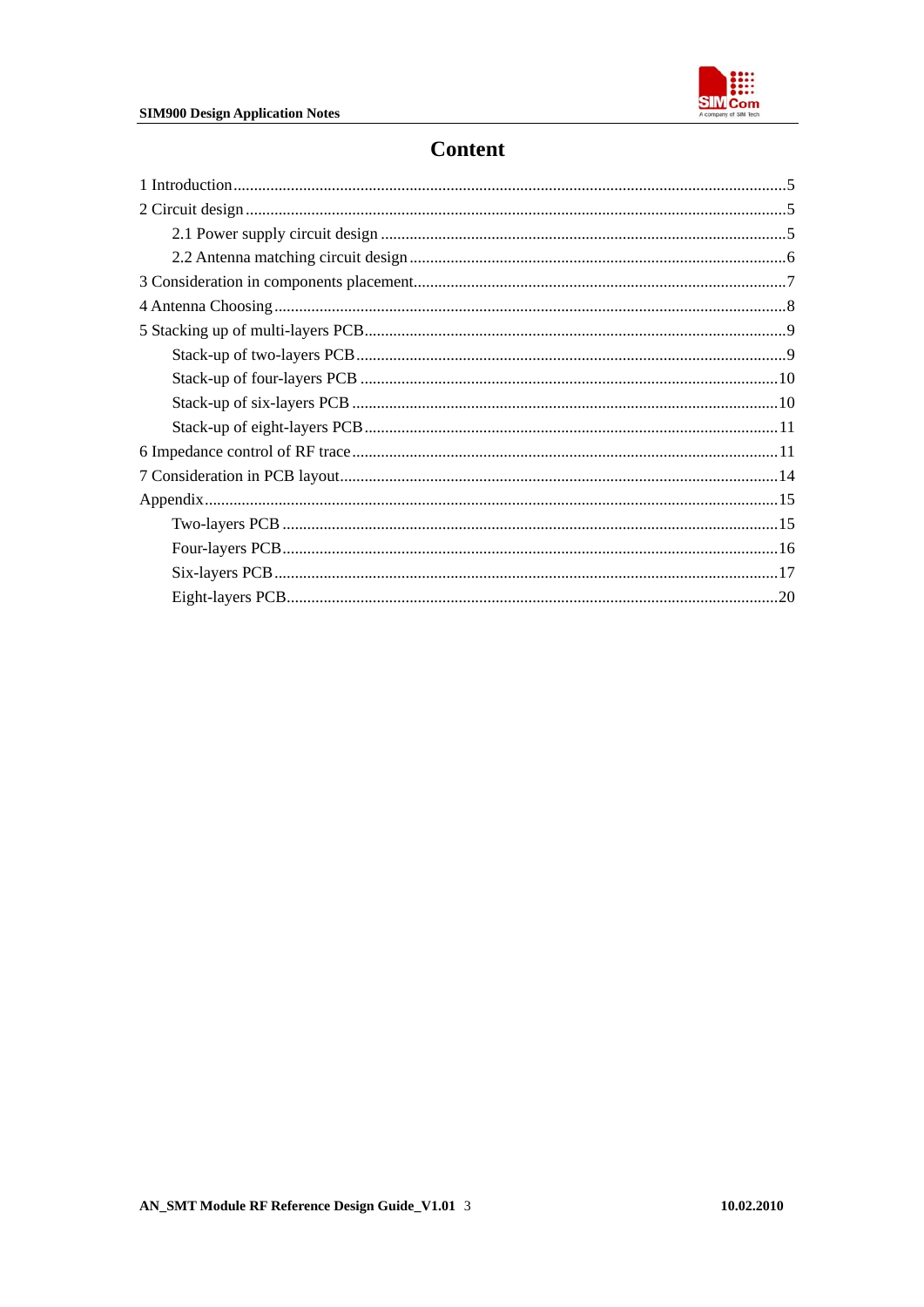# Content

1 Introduction .....5
2 Circuit design .....5
    2.1 Power supply circuit design .....5
    2.2 Antenna matching circuit design .....6
3 Consideration in components placement .....7
4 Antenna Choosing .....8
5 Stacking up of multi-layers PCB .....9
    Stack-up of two-layers PCB .....9
    Stack-up of four-layers PCB .....10
    Stack-up of six-layers PCB .....10
    Stack-up of eight-layers PCB .....11
6 Impedance control of RF trace .....11
7 Consideration in PCB layout .....14
Appendix .....15
    Two-layers PCB .....15
    Four-layers PCB .....16
    Six-layers PCB .....17
    Eight-layers PCB .....20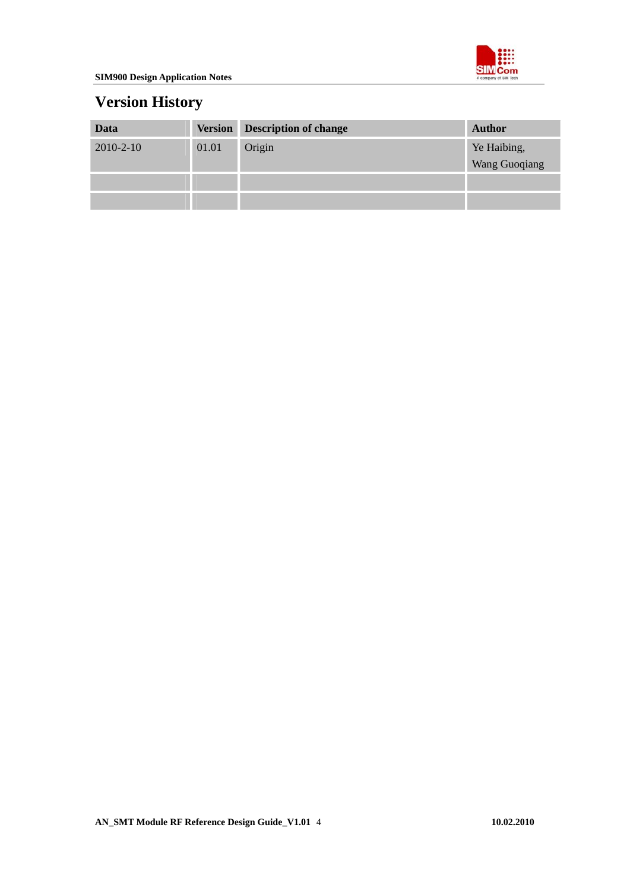# Version History

| Data | Version | Description of change | Author |
| --- | --- | --- | --- |
| 2010-2-10 | 01.01 | Origin | Ye Haibing, Wang Guoqiang |
| | | | |
| | | | |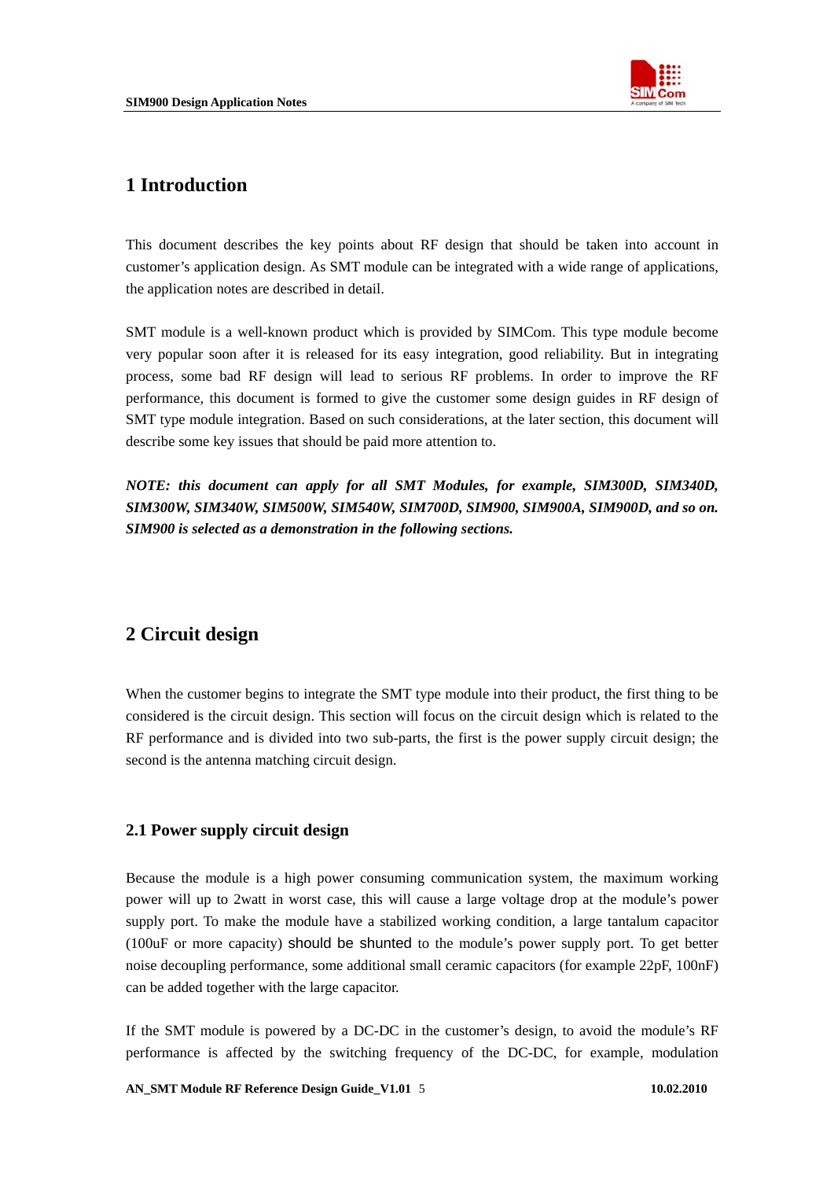# 1 Introduction

This document describes the key points about RF design that should be taken into account in customer's application design. As SMT module can be integrated with a wide range of applications, the application notes are described in detail.

SMT module is a well-known product which is provided by SIMCom. This type module become very popular soon after it is released for its easy integration, good reliability. But in integrating process, some bad RF design will lead to serious RF problems. In order to improve the RF performance, this document is formed to give the customer some design guides in RF design of SMT type module integration. Based on such considerations, at the later section, this document will describe some key issues that should be paid more attention to.

***NOTE: this document can apply for all SMT Modules, for example, SIM300D, SIM340D, SIM300W, SIM340W, SIM500W, SIM540W, SIM700D, SIM900, SIM900A, SIM900D, and so on. SIM900 is selected as a demonstration in the following sections.***

# 2 Circuit design

When the customer begins to integrate the SMT type module into their product, the first thing to be considered is the circuit design. This section will focus on the circuit design which is related to the RF performance and is divided into two sub-parts, the first is the power supply circuit design; the second is the antenna matching circuit design.

## 2.1 Power supply circuit design

Because the module is a high power consuming communication system, the maximum working power will up to 2watt in worst case, this will cause a large voltage drop at the module's power supply port. To make the module have a stabilized working condition, a large tantalum capacitor (100uF or more capacity) should be shunted to the module's power supply port. To get better noise decoupling performance, some additional small ceramic capacitors (for example 22pF, 100nF) can be added together with the large capacitor.

If the SMT module is powered by a DC-DC in the customer's design, to avoid the module's RF performance is affected by the switching frequency of the DC-DC, for example, modulation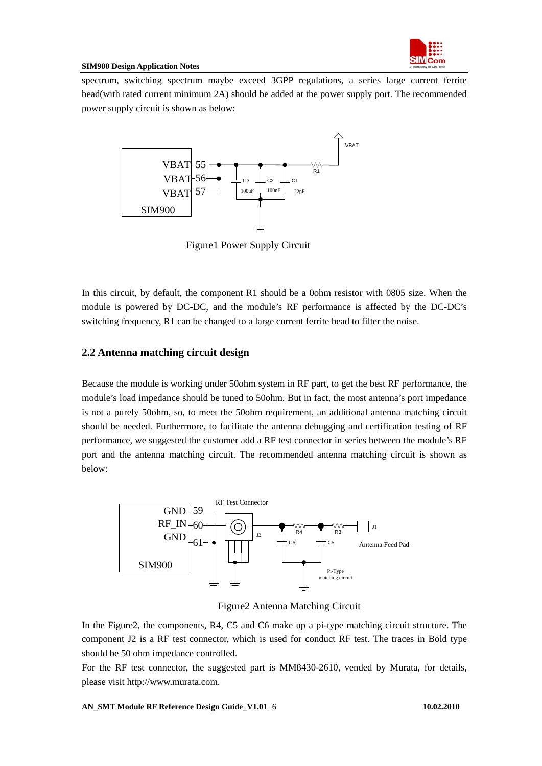spectrum, switching spectrum maybe exceed 3GPP regulations, a series large current ferrite bead(with rated current minimum 2A) should be added at the power supply port. The recommended power supply circuit is shown as below:

Figure1 Power Supply Circuit

In this circuit, by default, the component R1 should be a 0ohm resistor with 0805 size. When the module is powered by DC-DC, and the module's RF performance is affected by the DC-DC's switching frequency, R1 can be changed to a large current ferrite bead to filter the noise.

## 2.2 Antenna matching circuit design

Because the module is working under 50ohm system in RF part, to get the best RF performance, the module's load impedance should be tuned to 50ohm. But in fact, the most antenna's port impedance is not a purely 50ohm, so, to meet the 50ohm requirement, an additional antenna matching circuit should be needed. Furthermore, to facilitate the antenna debugging and certification testing of RF performance, we suggested the customer add a RF test connector in series between the module's RF port and the antenna matching circuit. The recommended antenna matching circuit is shown as below:

Figure2 Antenna Matching Circuit

In the Figure2, the components, R4, C5 and C6 make up a pi-type matching circuit structure. The component J2 is a RF test connector, which is used for conduct RF test. The traces in Bold type should be 50 ohm impedance controlled.

For the RF test connector, the suggested part is MM8430-2610, vended by Murata, for details, please visit http://www.murata.com.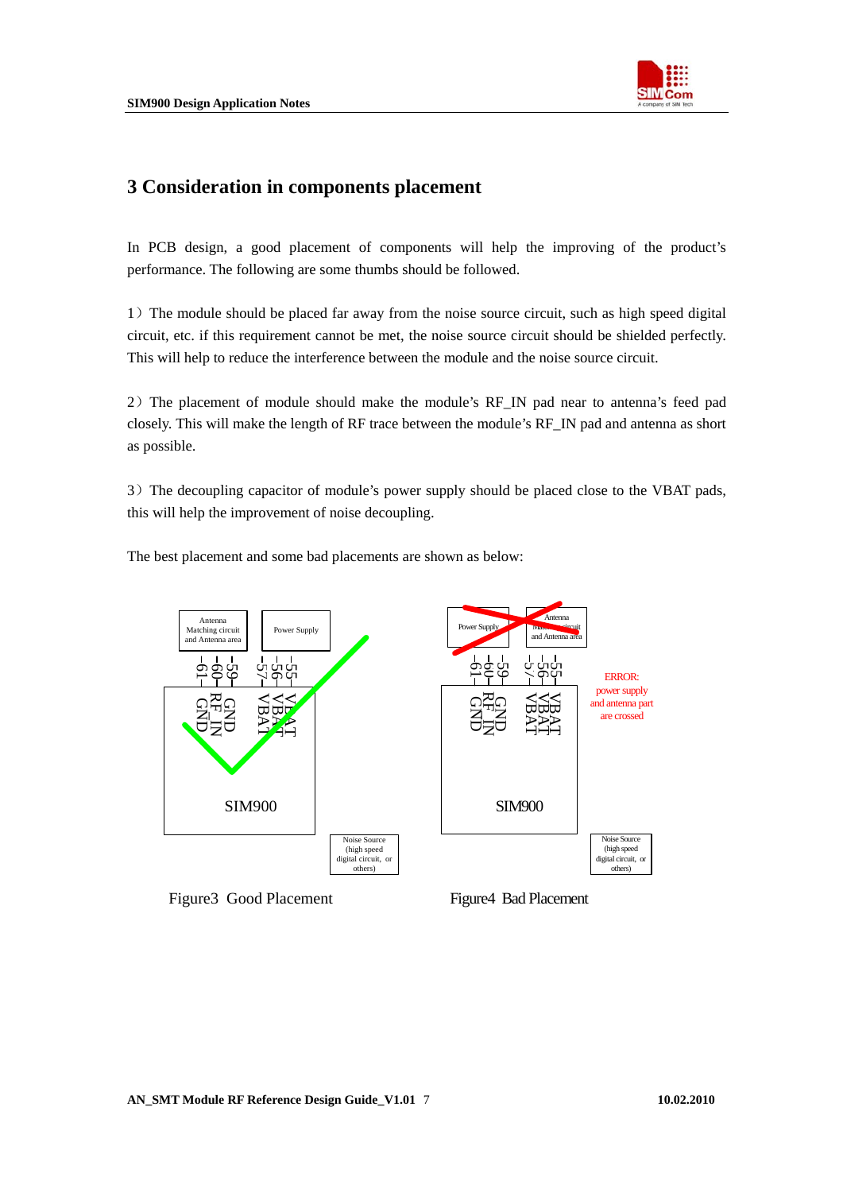# 3 Consideration in components placement

In PCB design, a good placement of components will help the improving of the product's performance. The following are some thumbs should be followed.

1）The module should be placed far away from the noise source circuit, such as high speed digital circuit, etc. if this requirement cannot be met, the noise source circuit should be shielded perfectly. This will help to reduce the interference between the module and the noise source circuit.

2）The placement of module should make the module's RF_IN pad near to antenna's feed pad closely. This will make the length of RF trace between the module's RF_IN pad and antenna as short as possible.

3）The decoupling capacitor of module's power supply should be placed close to the VBAT pads, this will help the improvement of noise decoupling.

The best placement and some bad placements are shown as below:

Figure3 Good Placement

Figure4 Bad Placement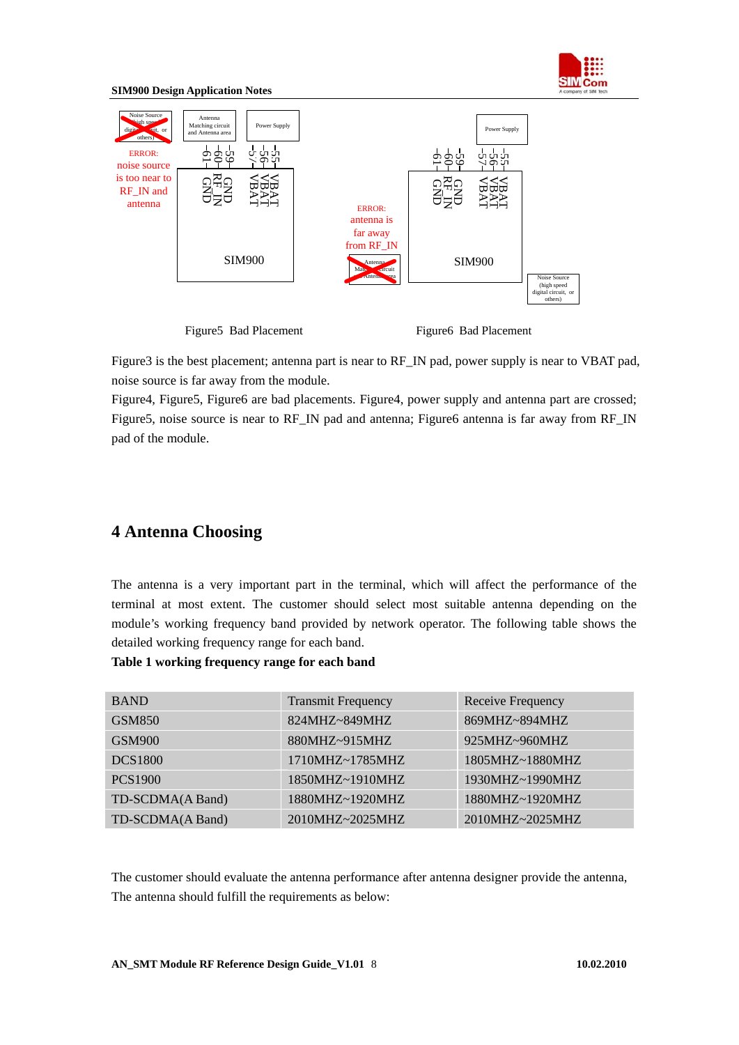Figure5 Bad Placement

Figure6 Bad Placement

Figure3 is the best placement; antenna part is near to RF_IN pad, power supply is near to VBAT pad, noise source is far away from the module.

Figure4, Figure5, Figure6 are bad placements. Figure4, power supply and antenna part are crossed; Figure5, noise source is near to RF_IN pad and antenna; Figure6 antenna is far away from RF_IN pad of the module.

# 4 Antenna Choosing

The antenna is a very important part in the terminal, which will affect the performance of the terminal at most extent. The customer should select most suitable antenna depending on the module's working frequency band provided by network operator. The following table shows the detailed working frequency range for each band.

**Table 1 working frequency range for each band**

| BAND | Transmit Frequency | Receive Frequency |
|---|---|---|
| GSM850 | 824MHZ~849MHZ | 869MHZ~894MHZ |
| GSM900 | 880MHZ~915MHZ | 925MHZ~960MHZ |
| DCS1800 | 1710MHZ~1785MHZ | 1805MHZ~1880MHZ |
| PCS1900 | 1850MHZ~1910MHZ | 1930MHZ~1990MHZ |
| TD-SCDMA(A Band) | 1880MHZ~1920MHZ | 1880MHZ~1920MHZ |
| TD-SCDMA(A Band) | 2010MHZ~2025MHZ | 2010MHZ~2025MHZ |

The customer should evaluate the antenna performance after antenna designer provide the antenna, The antenna should fulfill the requirements as below: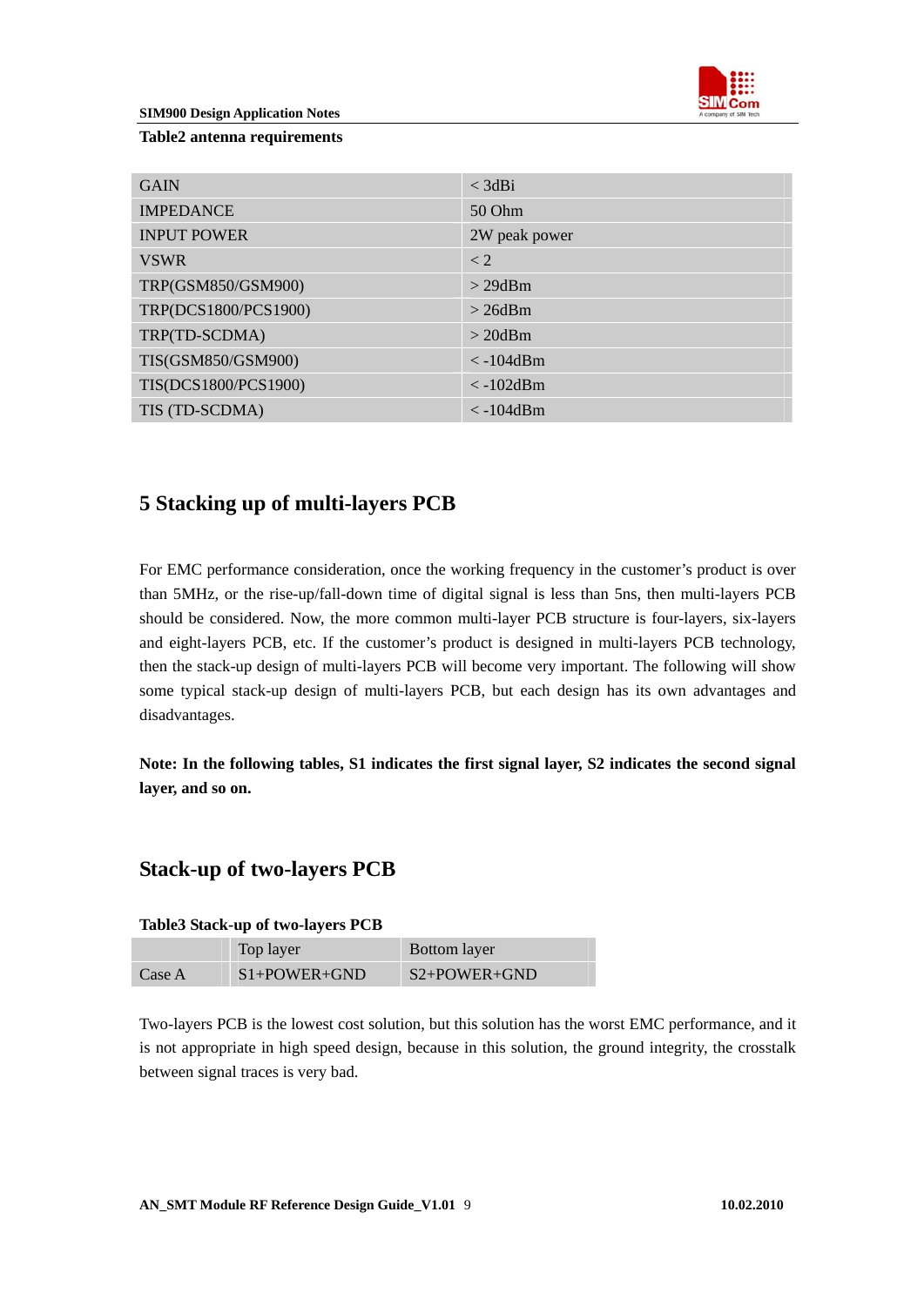**Table2 antenna requirements**

| | |
|---|---|
| GAIN | < 3dBi |
| IMPEDANCE | 50 Ohm |
| INPUT POWER | 2W peak power |
| VSWR | < 2 |
| TRP(GSM850/GSM900) | > 29dBm |
| TRP(DCS1800/PCS1900) | > 26dBm |
| TRP(TD-SCDMA) | > 20dBm |
| TIS(GSM850/GSM900) | < -104dBm |
| TIS(DCS1800/PCS1900) | < -102dBm |
| TIS (TD-SCDMA) | < -104dBm |

# 5 Stacking up of multi-layers PCB

For EMC performance consideration, once the working frequency in the customer's product is over than 5MHz, or the rise-up/fall-down time of digital signal is less than 5ns, then multi-layers PCB should be considered. Now, the more common multi-layer PCB structure is four-layers, six-layers and eight-layers PCB, etc. If the customer's product is designed in multi-layers PCB technology, then the stack-up design of multi-layers PCB will become very important. The following will show some typical stack-up design of multi-layers PCB, but each design has its own advantages and disadvantages.

**Note: In the following tables, S1 indicates the first signal layer, S2 indicates the second signal layer, and so on.**

## Stack-up of two-layers PCB

**Table3 Stack-up of two-layers PCB**

| | Top layer | Bottom layer |
|---|---|---|
| Case A | S1+POWER+GND | S2+POWER+GND |

Two-layers PCB is the lowest cost solution, but this solution has the worst EMC performance, and it is not appropriate in high speed design, because in this solution, the ground integrity, the crosstalk between signal traces is very bad.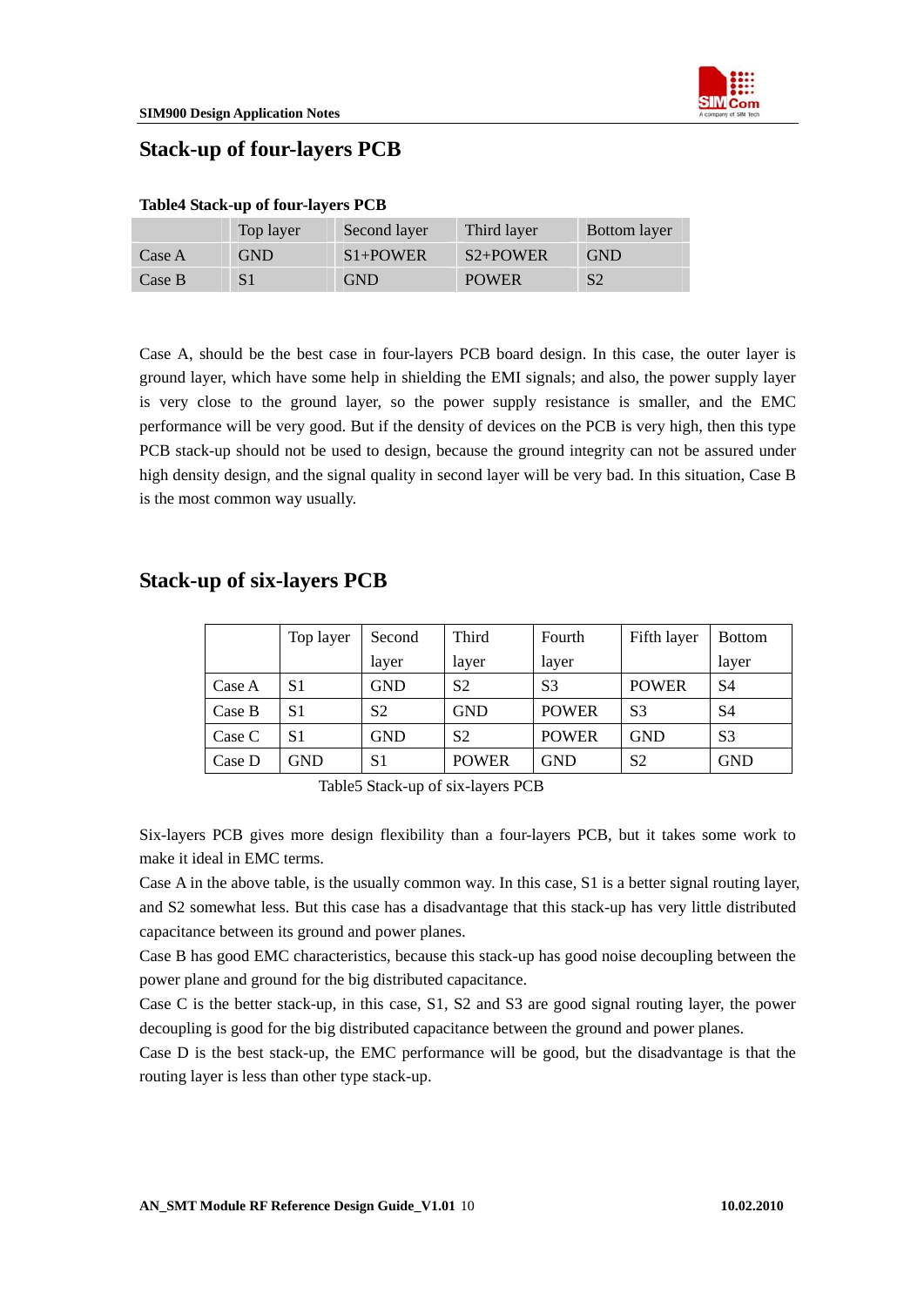## Stack-up of four-layers PCB

**Table4 Stack-up of four-layers PCB**

| | Top layer | Second layer | Third layer | Bottom layer |
|---|---|---|---|---|
| Case A | GND | S1+POWER | S2+POWER | GND |
| Case B | S1 | GND | POWER | S2 |

Case A, should be the best case in four-layers PCB board design. In this case, the outer layer is ground layer, which have some help in shielding the EMI signals; and also, the power supply layer is very close to the ground layer, so the power supply resistance is smaller, and the EMC performance will be very good. But if the density of devices on the PCB is very high, then this type PCB stack-up should not be used to design, because the ground integrity can not be assured under high density design, and the signal quality in second layer will be very bad. In this situation, Case B is the most common way usually.

## Stack-up of six-layers PCB

| | Top layer | Second layer | Third layer | Fourth layer | Fifth layer | Bottom layer |
|---|---|---|---|---|---|---|
| Case A | S1 | GND | S2 | S3 | POWER | S4 |
| Case B | S1 | S2 | GND | POWER | S3 | S4 |
| Case C | S1 | GND | S2 | POWER | GND | S3 |
| Case D | GND | S1 | POWER | GND | S2 | GND |

Table5 Stack-up of six-layers PCB

Six-layers PCB gives more design flexibility than a four-layers PCB, but it takes some work to make it ideal in EMC terms.

Case A in the above table, is the usually common way. In this case, S1 is a better signal routing layer, and S2 somewhat less. But this case has a disadvantage that this stack-up has very little distributed capacitance between its ground and power planes.

Case B has good EMC characteristics, because this stack-up has good noise decoupling between the power plane and ground for the big distributed capacitance.

Case C is the better stack-up, in this case, S1, S2 and S3 are good signal routing layer, the power decoupling is good for the big distributed capacitance between the ground and power planes.

Case D is the best stack-up, the EMC performance will be good, but the disadvantage is that the routing layer is less than other type stack-up.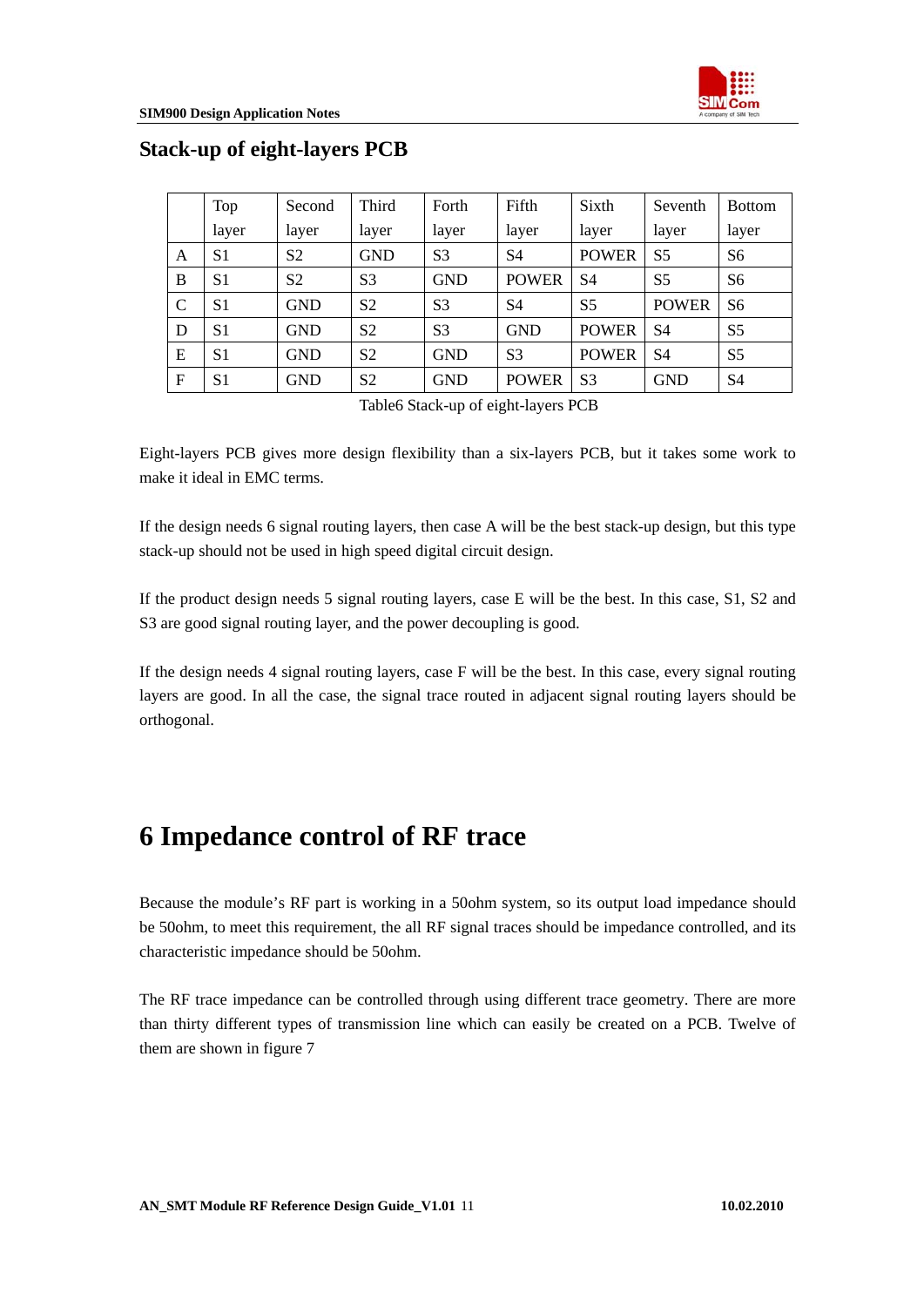## Stack-up of eight-layers PCB

| | Top layer | Second layer | Third layer | Forth layer | Fifth layer | Sixth layer | Seventh layer | Bottom layer |
|---|---|---|---|---|---|---|---|---|
| A | S1 | S2 | GND | S3 | S4 | POWER | S5 | S6 |
| B | S1 | S2 | S3 | GND | POWER | S4 | S5 | S6 |
| C | S1 | GND | S2 | S3 | S4 | S5 | POWER | S6 |
| D | S1 | GND | S2 | S3 | GND | POWER | S4 | S5 |
| E | S1 | GND | S2 | GND | S3 | POWER | S4 | S5 |
| F | S1 | GND | S2 | GND | POWER | S3 | GND | S4 |

Table6 Stack-up of eight-layers PCB

Eight-layers PCB gives more design flexibility than a six-layers PCB, but it takes some work to make it ideal in EMC terms.

If the design needs 6 signal routing layers, then case A will be the best stack-up design, but this type stack-up should not be used in high speed digital circuit design.

If the product design needs 5 signal routing layers, case E will be the best. In this case, S1, S2 and S3 are good signal routing layer, and the power decoupling is good.

If the design needs 4 signal routing layers, case F will be the best. In this case, every signal routing layers are good. In all the case, the signal trace routed in adjacent signal routing layers should be orthogonal.

# 6 Impedance control of RF trace

Because the module's RF part is working in a 50ohm system, so its output load impedance should be 50ohm, to meet this requirement, the all RF signal traces should be impedance controlled, and its characteristic impedance should be 50ohm.

The RF trace impedance can be controlled through using different trace geometry. There are more than thirty different types of transmission line which can easily be created on a PCB. Twelve of them are shown in figure 7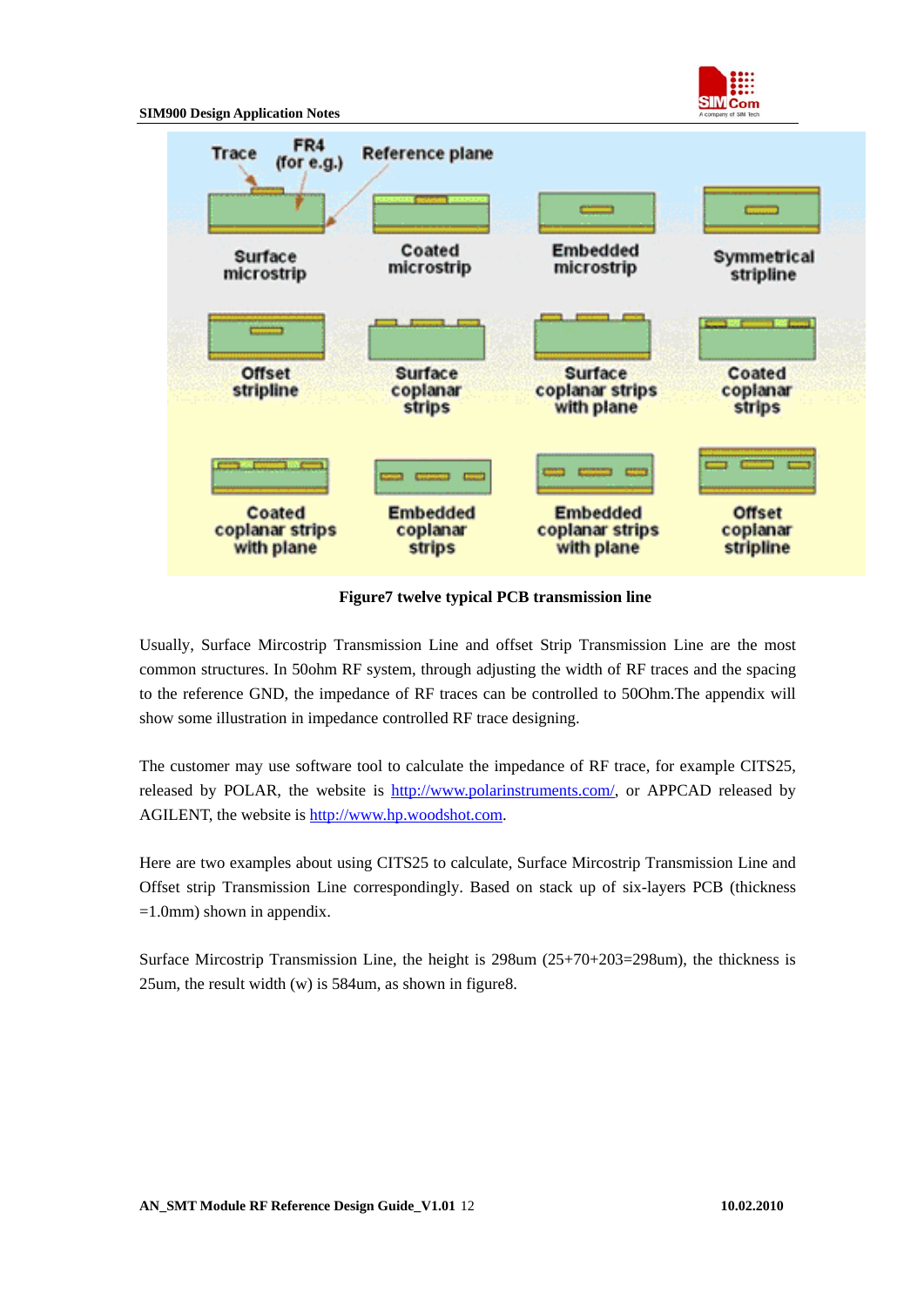Figure7 twelve typical PCB transmission line

Usually, Surface Mircostrip Transmission Line and offset Strip Transmission Line are the most common structures. In 50ohm RF system, through adjusting the width of RF traces and the spacing to the reference GND, the impedance of RF traces can be controlled to 50Ohm.The appendix will show some illustration in impedance controlled RF trace designing.

The customer may use software tool to calculate the impedance of RF trace, for example CITS25, released by POLAR, the website is http://www.polarinstruments.com/, or APPCAD released by AGILENT, the website is http://www.hp.woodshot.com.

Here are two examples about using CITS25 to calculate, Surface Mircostrip Transmission Line and Offset strip Transmission Line correspondingly. Based on stack up of six-layers PCB (thickness =1.0mm) shown in appendix.

Surface Mircostrip Transmission Line, the height is 298um (25+70+203=298um), the thickness is 25um, the result width (w) is 584um, as shown in figure8.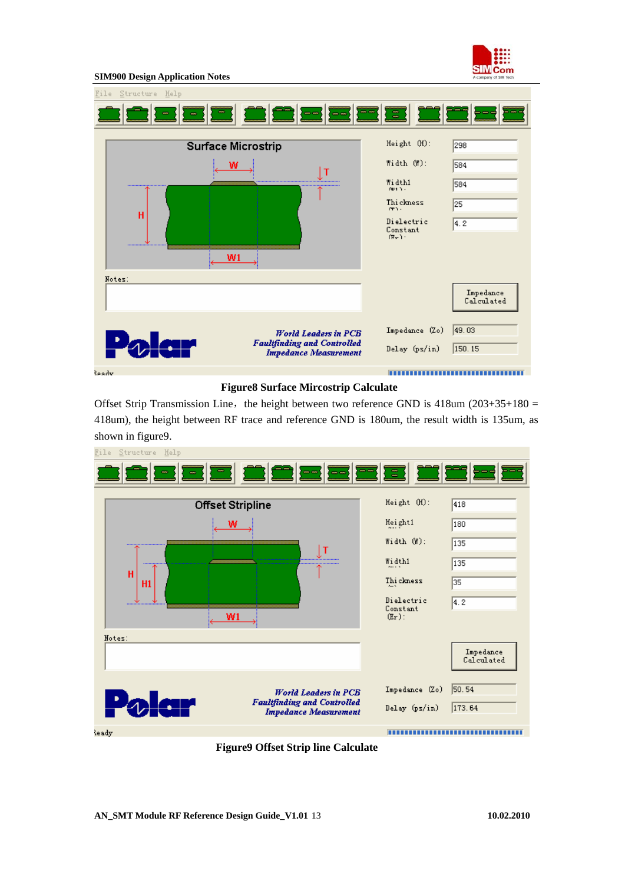**Figure8 Surface Mircostrip Calculate**

Offset Strip Transmission Line，the height between two reference GND is 418um (203+35+180 = 418um), the height between RF trace and reference GND is 180um, the result width is 135um, as shown in figure9.

**Figure9 Offset Strip line Calculate**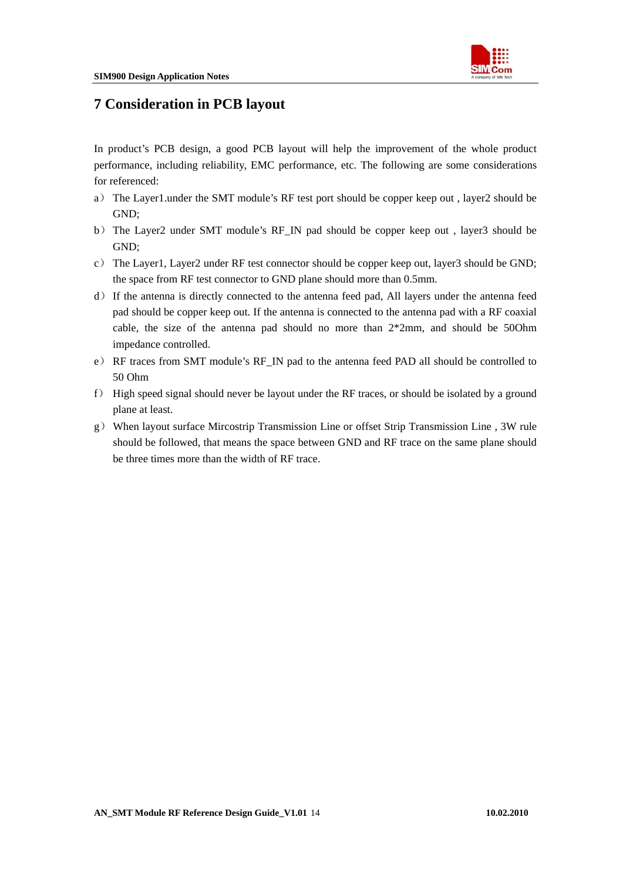# 7 Consideration in PCB layout

In product's PCB design, a good PCB layout will help the improvement of the whole product performance, including reliability, EMC performance, etc. The following are some considerations for referenced:

a) The Layer1.under the SMT module's RF test port should be copper keep out , layer2 should be GND;

b) The Layer2 under SMT module's RF_IN pad should be copper keep out , layer3 should be GND;

c) The Layer1, Layer2 under RF test connector should be copper keep out, layer3 should be GND; the space from RF test connector to GND plane should more than 0.5mm.

d) If the antenna is directly connected to the antenna feed pad, All layers under the antenna feed pad should be copper keep out. If the antenna is connected to the antenna pad with a RF coaxial cable, the size of the antenna pad should no more than 2*2mm, and should be 50Ohm impedance controlled.

e) RF traces from SMT module's RF_IN pad to the antenna feed PAD all should be controlled to 50 Ohm

f) High speed signal should never be layout under the RF traces, or should be isolated by a ground plane at least.

g) When layout surface Mircostrip Transmission Line or offset Strip Transmission Line , 3W rule should be followed, that means the space between GND and RF trace on the same plane should be three times more than the width of RF trace.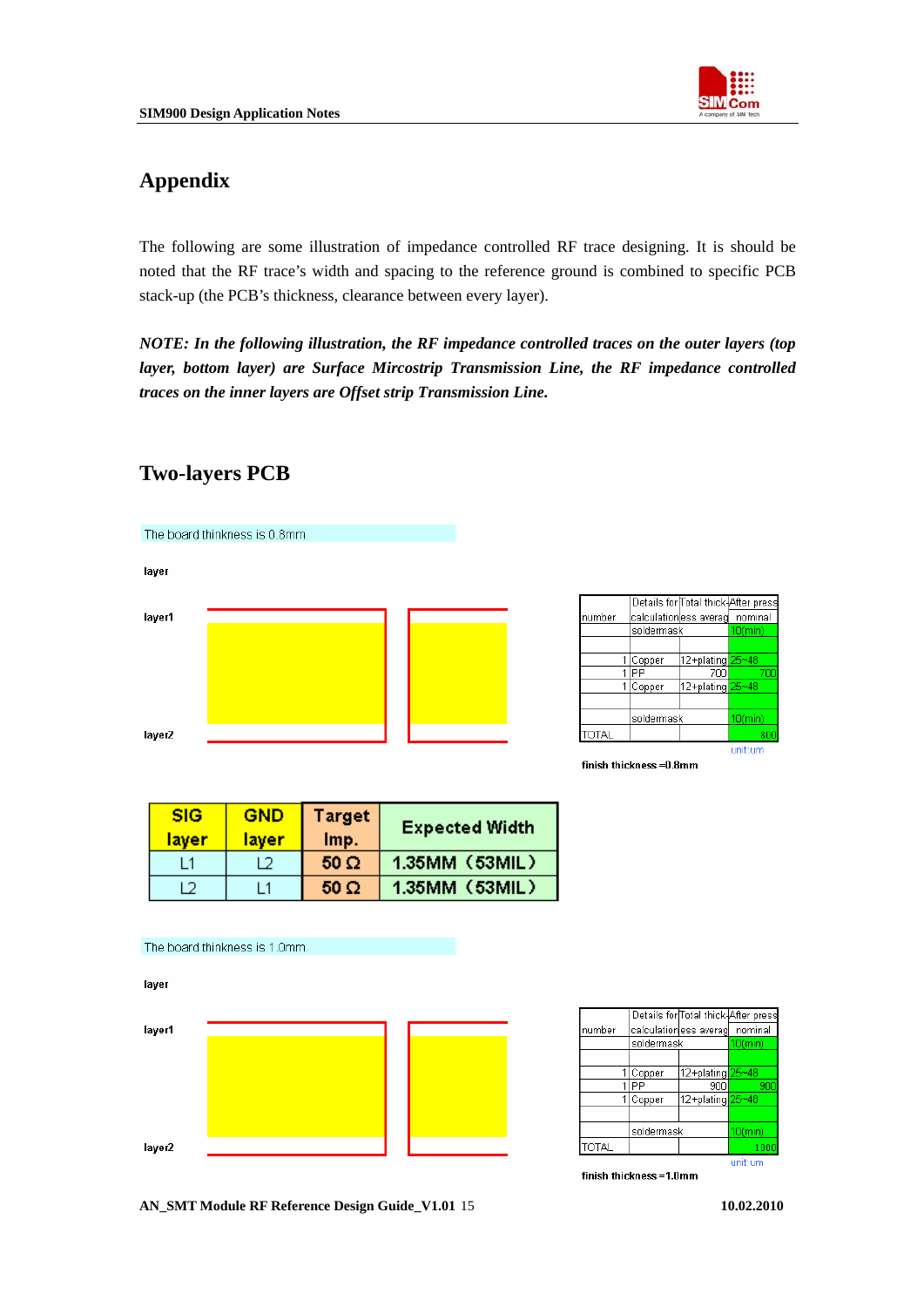# Appendix

The following are some illustration of impedance controlled RF trace designing. It is should be noted that the RF trace's width and spacing to the reference ground is combined to specific PCB stack-up (the PCB's thickness, clearance between every layer).

***NOTE: In the following illustration, the RF impedance controlled traces on the outer layers (top layer, bottom layer) are Surface Mircostrip Transmission Line, the RF impedance controlled traces on the inner layers are Offset strip Transmission Line.***

## Two-layers PCB

The board thinkness is 0.8mm.

layer

layer1

layer2

| number | Details for calculation | Total thickness average | After press nominal |
|---|---|---|---|
| | soldermask | | 10(min) |
| | | | |
| 1 | Copper | 12+plating | 25~48 |
| 1 | PP | 700 | 700 |
| 1 | Copper | 12+plating | 25~48 |
| | | | |
| | soldermask | | 10(min) |
| TOTAL | | | 800 |

unit:um

finish thickness =0.8mm

| SIG layer | GND layer | Target Imp. | Expected Width |
|---|---|---|---|
| L1 | L2 | 50 Ω | 1.35MM（53MIL） |
| L2 | L1 | 50 Ω | 1.35MM（53MIL） |

The board thinkness is 1.0mm.

layer

layer1

layer2

| number | Details for calculation | Total thickness average | After press nominal |
|---|---|---|---|
| | soldermask | | 10(min) |
| | | | |
| 1 | Copper | 12+plating | 25~48 |
| 1 | PP | 900 | 900 |
| 1 | Copper | 12+plating | 25~48 |
| | | | |
| | soldermask | | 10(min) |
| TOTAL | | | 1000 |

unit:um

finish thickness =1.0mm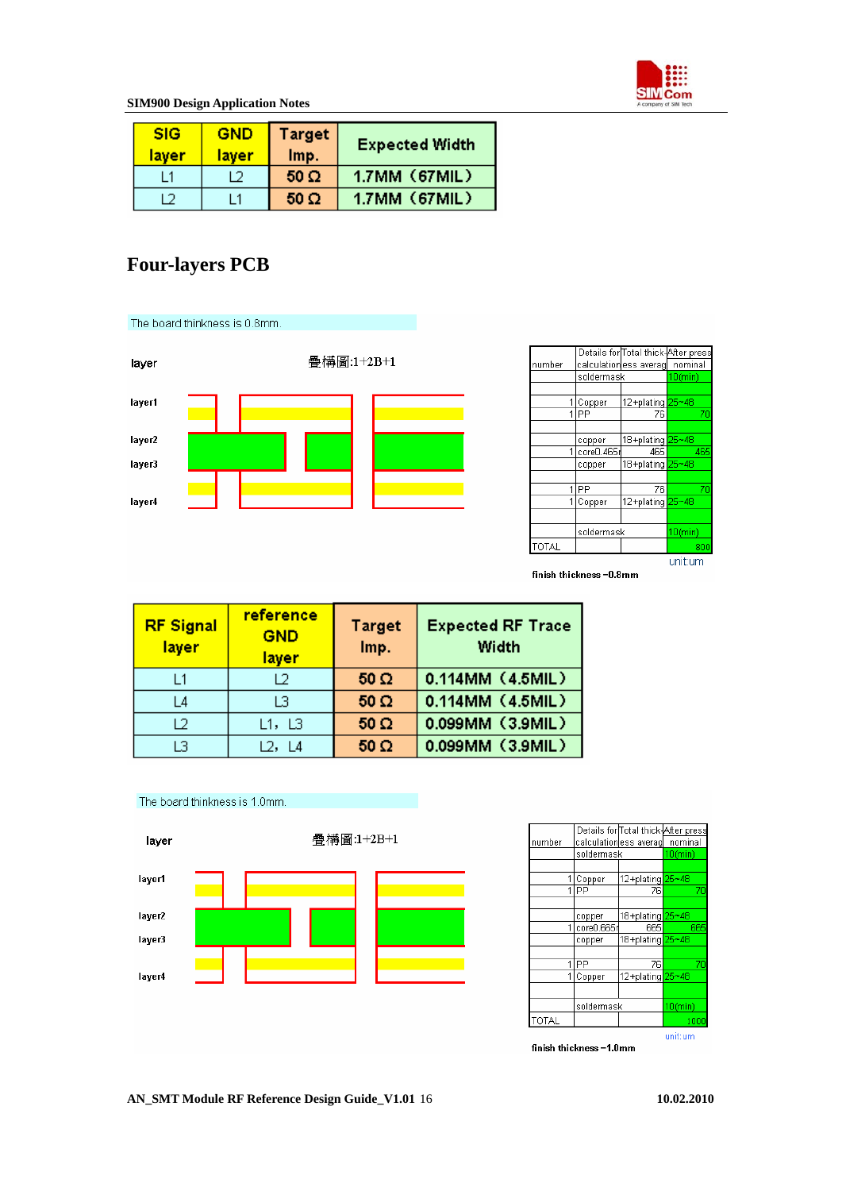| SIG layer | GND layer | Target Imp. | Expected Width |
|---|---|---|---|
| L1 | L2 | 50 Ω | 1.7MM（67MIL） |
| L2 | L1 | 50 Ω | 1.7MM（67MIL） |

## Four-layers PCB

The board thinkness is 0.8mm.

layer　　　　　　疊構圖:1+2B+1

layer1

layer2

layer3

layer4

| number | Details for calculation | Total thickness average | After press nominal |
|---|---|---|---|
| | soldermask | | 10(min) |
| | | | |
| 1 | Copper | 12+plating | 25~48 |
| 1 | PP | 76 | 70 |
| | | | |
| | copper | 18+plating | 25~48 |
| 1 | core0.465 | 465 | 465 |
| | copper | 18+plating | 25~48 |
| | | | |
| 1 | PP | 76 | 70 |
| 1 | Copper | 12+plating | 25~48 |
| | | | |
| | soldermask | | 10(min) |
| TOTAL | | | 800 |

unit:um

finish thickness –0.8mm

| RF Signal layer | reference GND layer | Target Imp. | Expected RF Trace Width |
|---|---|---|---|
| L1 | L2 | 50 Ω | 0.114MM（4.5MIL） |
| L4 | L3 | 50 Ω | 0.114MM（4.5MIL） |
| L2 | L1，L3 | 50 Ω | 0.099MM（3.9MIL） |
| L3 | L2，L4 | 50 Ω | 0.099MM（3.9MIL） |

The board thinkness is 1.0mm.

layer　　　　　　疊構圖:1+2B+1

layer1

layer2

layer3

layer4

| number | Details for calculation | Total thickness average | After press nominal |
|---|---|---|---|
| | soldermask | | 10(min) |
| | | | |
| 1 | Copper | 12+plating | 25~48 |
| 1 | PP | 76 | 70 |
| | | | |
| | copper | 18+plating | 25~48 |
| 1 | core0.665 | 665 | 665 |
| | copper | 18+plating | 25~48 |
| | | | |
| 1 | PP | 76 | 70 |
| 1 | Copper | 12+plating | 25~48 |
| | | | |
| | soldermask | | 10(min) |
| TOTAL | | | 1000 |

unit: um

finish thickness –1.0mm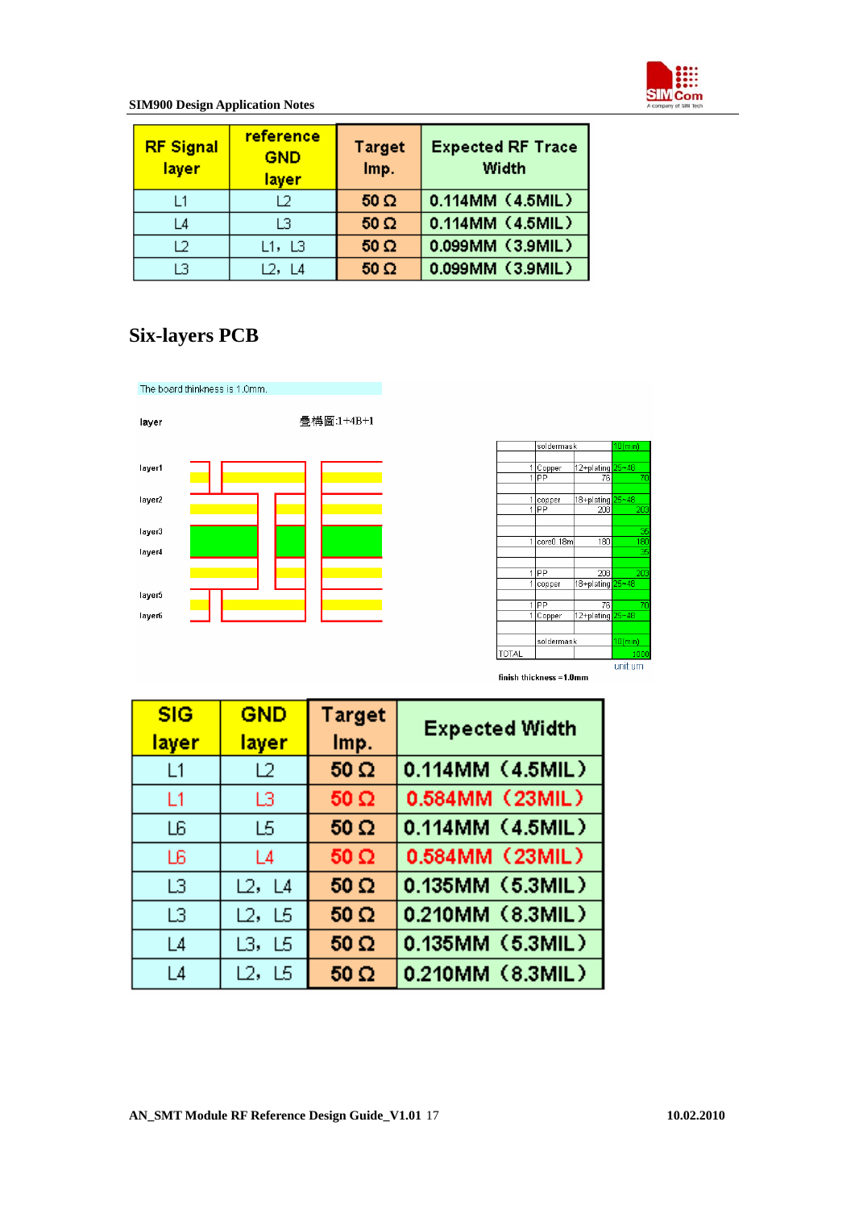| RF Signal layer | reference GND layer | Target Imp. | Expected RF Trace Width |
|---|---|---|---|
| L1 | L2 | 50 Ω | 0.114MM（4.5MIL） |
| L4 | L3 | 50 Ω | 0.114MM（4.5MIL） |
| L2 | L1，L3 | 50 Ω | 0.099MM（3.9MIL） |
| L3 | L2，L4 | 50 Ω | 0.099MM（3.9MIL） |

## Six-layers PCB

The board thinkness is 1.0mm.

layer　　　　　　　　　　　　　　　疊構圖:1+4B+1

layer1

layer2

layer3

layer4

layer5

layer6

|  |  |  |  |
|---|---|---|---|
|  | soldermask |  | 10(min) |
|  |  |  |  |
| 1 | Copper | 12+plating | 25~48 |
| 1 | PP | 76 | 70 |
|  |  |  |  |
| 1 | copper | 18+plating | 25~48 |
| 1 | PP | 208 | 203 |
|  |  |  |  |
|  |  |  | 35 |
| 1 | core0.18m | 180 | 180 |
|  |  |  | 35 |
|  |  |  |  |
| 1 | PP | 208 | 203 |
| 1 | copper | 18+plating | 25~48 |
|  |  |  |  |
| 1 | PP | 76 | 70 |
| 1 | Copper | 12+plating | 25~48 |
|  |  |  |  |
|  | soldermask |  | 10(min) |
| TOTAL |  |  | 1000 |

unit:um

finish thickness =1.0mm

| SIG layer | GND layer | Target Imp. | Expected Width |
|---|---|---|---|
| L1 | L2 | 50 Ω | 0.114MM（4.5MIL） |
| L1 | L3 | 50 Ω | 0.584MM（23MIL） |
| L6 | L5 | 50 Ω | 0.114MM（4.5MIL） |
| L6 | L4 | 50 Ω | 0.584MM（23MIL） |
| L3 | L2，L4 | 50 Ω | 0.135MM（5.3MIL） |
| L3 | L2，L5 | 50 Ω | 0.210MM（8.3MIL） |
| L4 | L3，L5 | 50 Ω | 0.135MM（5.3MIL） |
| L4 | L2，L5 | 50 Ω | 0.210MM（8.3MIL） |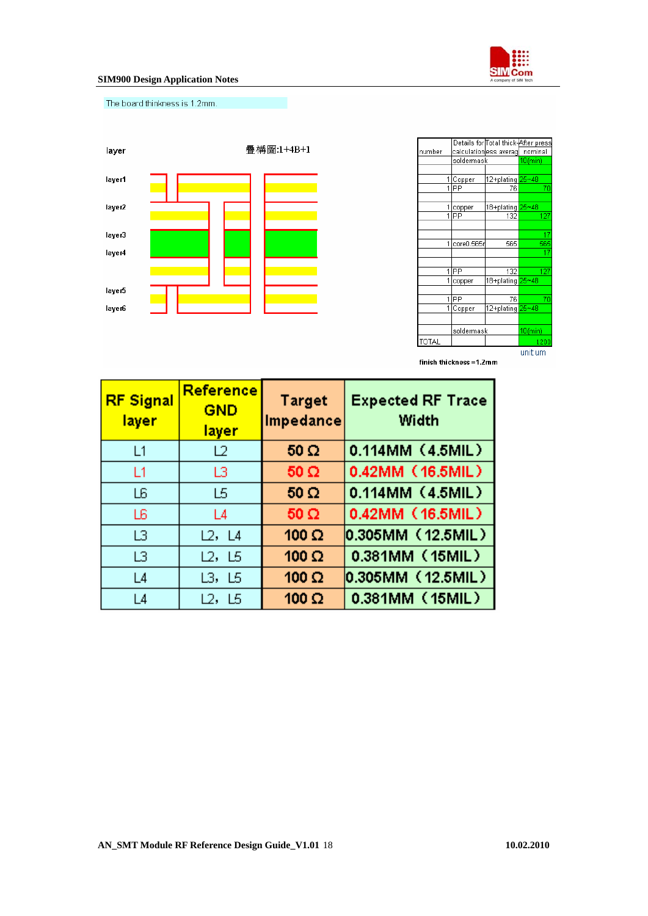The board thinkness is 1.2mm.

layer 叠構圖:1+4B+1

layer1

layer2

layer3

layer4

layer5

layer6

| number | Details for calculation | Total thickness average | After press nominal |
|---|---|---|---|
| | soldermask | | 10(min) |
| | | | |
| 1 | Copper | 12+plating | 25~48 |
| 1 | PP | 76 | 70 |
| | | | |
| 1 | copper | 18+plating | 25~48 |
| 1 | PP | 132 | 127 |
| | | | |
| | | | 17 |
| 1 | core0.565r | 565 | 565 |
| | | | 17 |
| | | | |
| 1 | PP | 132 | 127 |
| 1 | copper | 18+plating | 25~48 |
| | | | |
| 1 | PP | 76 | 70 |
| 1 | Copper | 12+plating | 25~48 |
| | | | |
| | soldermask | | 10(min) |
| TOTAL | | | 1200 |

unit um

finish thickness =1.2mm

| RF Signal layer | Reference GND layer | Target Impedance | Expected RF Trace Width |
|---|---|---|---|
| L1 | L2 | 50 Ω | 0.114MM（4.5MIL） |
| L1 | L3 | 50 Ω | 0.42MM（16.5MIL） |
| L6 | L5 | 50 Ω | 0.114MM（4.5MIL） |
| L6 | L4 | 50 Ω | 0.42MM（16.5MIL） |
| L3 | L2，L4 | 100 Ω | 0.305MM（12.5MIL） |
| L3 | L2，L5 | 100 Ω | 0.381MM（15MIL） |
| L4 | L3，L5 | 100 Ω | 0.305MM（12.5MIL） |
| L4 | L2，L5 | 100 Ω | 0.381MM（15MIL） |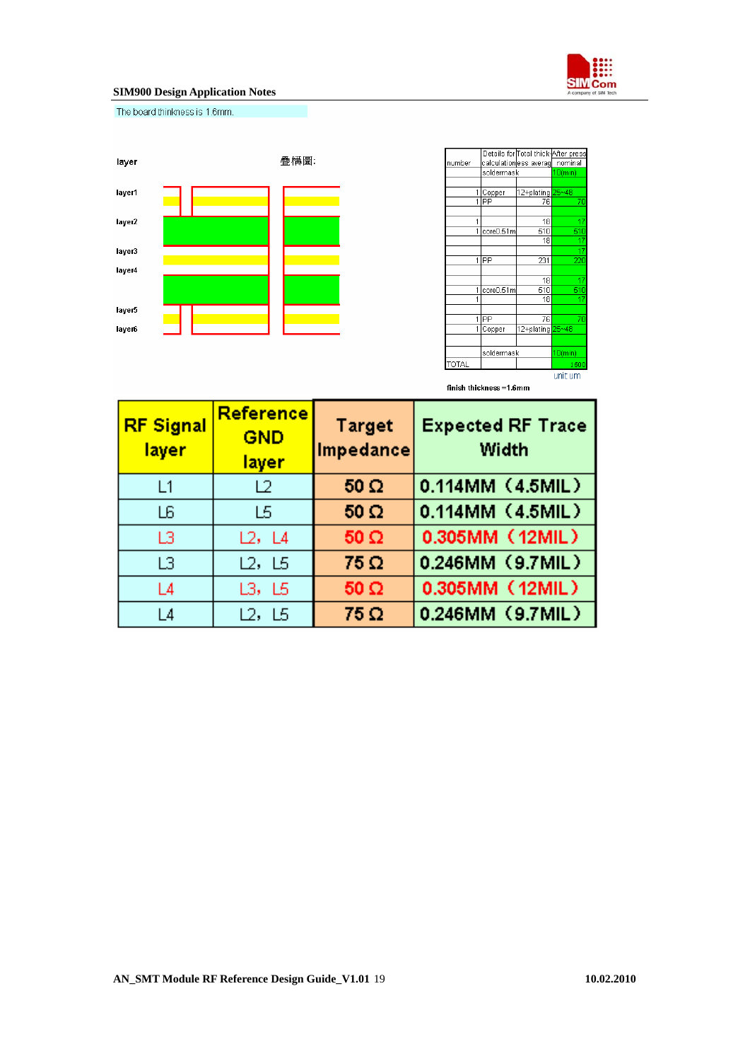The board thinkness is 1.6mm.

layer 叠構圖:

layer1

layer2

layer3

layer4

layer5

layer6

| number | Details for calculation | Total thickness average | After press nominal |
|---|---|---|---|
| | soldermask | | 10(min) |
| | | | |
| 1 | Copper | 12+plating | 25~48 |
| 1 | PP | 76 | 70 |
| | | | |
| 1 | | 18 | 17 |
| 1 | core0.51m | 510 | 510 |
| | | 18 | 17 |
| | | | 17 |
| 1 | PP | 231 | 220 |
| | | | |
| | | 18 | 17 |
| 1 | core0.51m | 510 | 510 |
| 1 | | 18 | 17 |
| | | | |
| 1 | PP | 76 | 70 |
| 1 | Copper | 12+plating | 25~48 |
| | | | |
| | soldermask | | 10(min) |
| TOTAL | | | 1600 |

unit um

finish thickness =1.6mm

| RF Signal layer | Reference GND layer | Target Impedance | Expected RF Trace Width |
|---|---|---|---|
| L1 | L2 | 50 Ω | 0.114MM（4.5MIL） |
| L6 | L5 | 50 Ω | 0.114MM（4.5MIL） |
| L3 | L2，L4 | 50 Ω | 0.305MM（12MIL） |
| L3 | L2，L5 | 75 Ω | 0.246MM（9.7MIL） |
| L4 | L3，L5 | 50 Ω | 0.305MM（12MIL） |
| L4 | L2，L5 | 75 Ω | 0.246MM（9.7MIL） |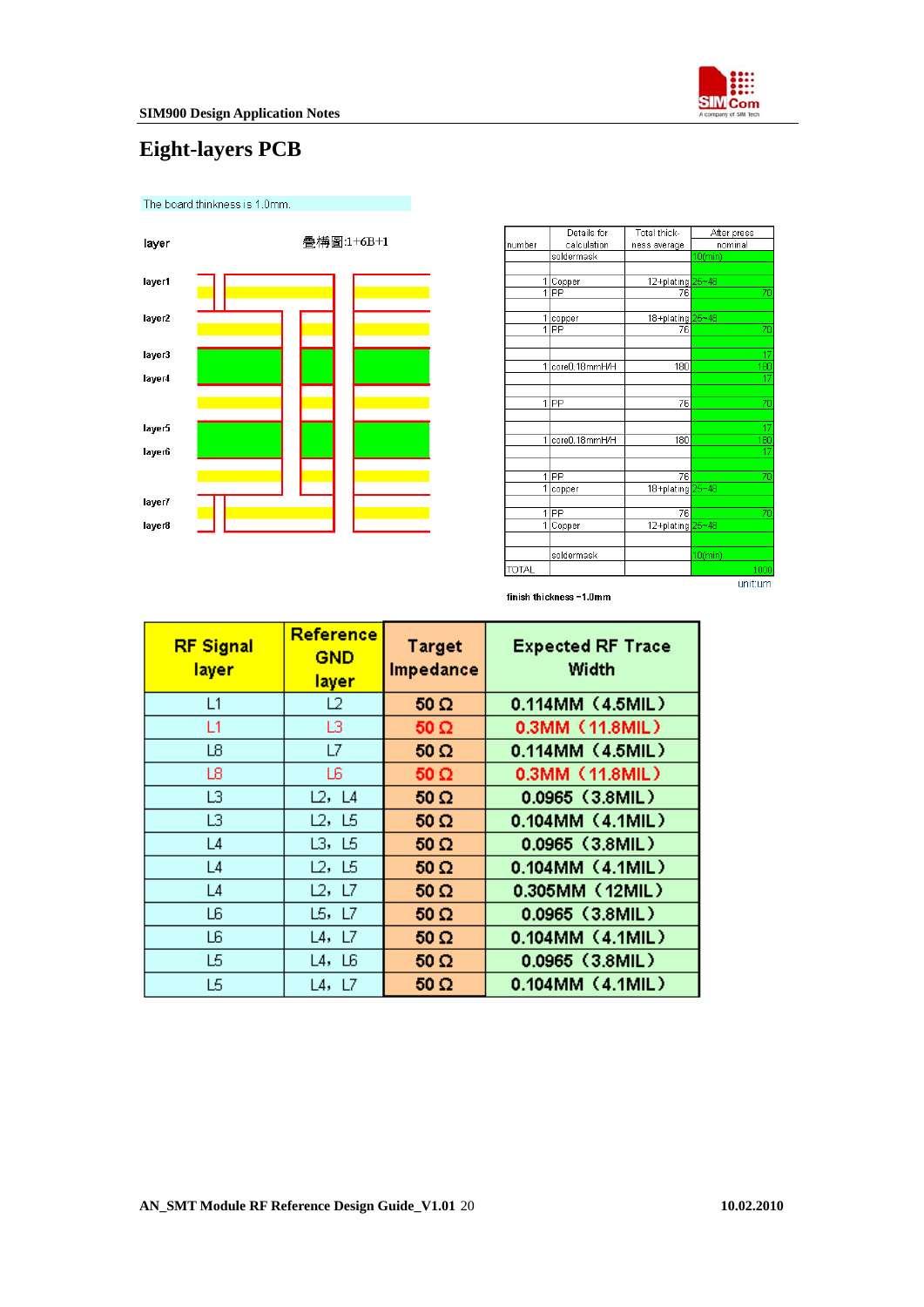## Eight-layers PCB

The board thinkness is 1.0mm.

layer　　　　叠構圖:1+6B+1

layer1
layer2
layer3
layer4
layer5
layer6
layer7
layer8

| number | Details for calculation | Total thickness average | After press nominal |
|---|---|---|---|
| | soldermask | | 10(min) |
| 1 | Copper | 12+plating | 25~48 |
| 1 | PP | 76 | 70 |
| 1 | copper | 18+plating | 25~48 |
| 1 | PP | 76 | 70 |
| | | | 17 |
| 1 | core0.18mmH/H | 180 | 180 |
| | | | 17 |
| 1 | PP | 76 | 70 |
| | | | 17 |
| 1 | core0.18mmH/H | 180 | 180 |
| | | | 17 |
| 1 | PP | 76 | 70 |
| 1 | copper | 18+plating | 25~48 |
| 1 | PP | 76 | 70 |
| 1 | Copper | 12+plating | 25~48 |
| | soldermask | | 10(min) |
| TOTAL | | | 1000 |

unit:um

finish thickness -1.0mm

| RF Signal layer | Reference GND layer | Target Impedance | Expected RF Trace Width |
|---|---|---|---|
| L1 | L2 | 50 Ω | 0.114MM （4.5MIL） |
| L1 | L3 | 50 Ω | 0.3MM （11.8MIL） |
| L8 | L7 | 50 Ω | 0.114MM （4.5MIL） |
| L8 | L6 | 50 Ω | 0.3MM （11.8MIL） |
| L3 | L2，L4 | 50 Ω | 0.0965 （3.8MIL） |
| L3 | L2，L5 | 50 Ω | 0.104MM （4.1MIL） |
| L4 | L3，L5 | 50 Ω | 0.0965 （3.8MIL） |
| L4 | L2，L5 | 50 Ω | 0.104MM （4.1MIL） |
| L4 | L2，L7 | 50 Ω | 0.305MM （12MIL） |
| L6 | L5，L7 | 50 Ω | 0.0965 （3.8MIL） |
| L6 | L4，L7 | 50 Ω | 0.104MM （4.1MIL） |
| L5 | L4，L6 | 50 Ω | 0.0965 （3.8MIL） |
| L5 | L4，L7 | 50 Ω | 0.104MM （4.1MIL） |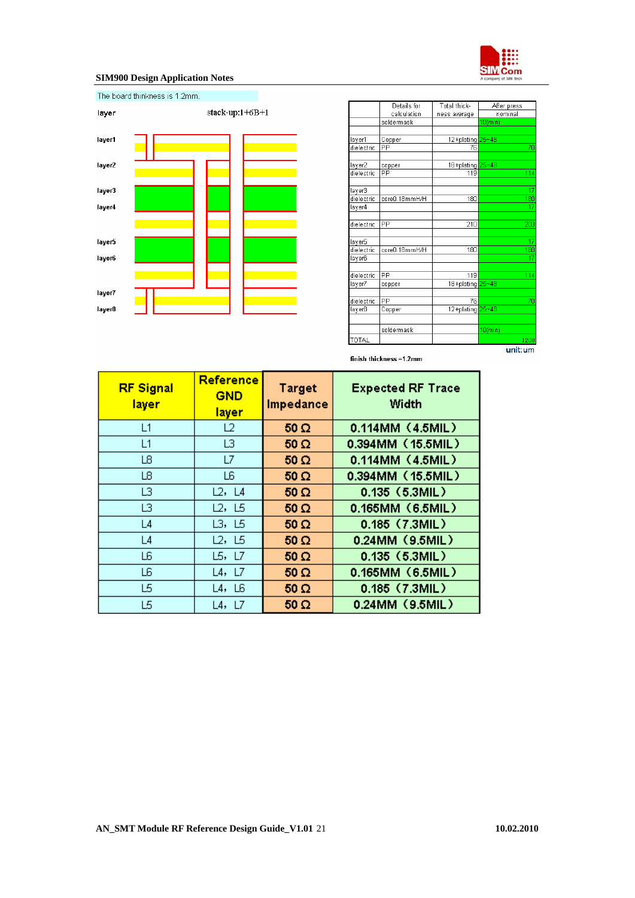The board thinkness is 1.2mm.

layer　　　　stack-up:1+6B+1

layer1

layer2

layer3

layer4

layer5

layer6

layer7

layer8

|  | Details for calculation | Total thickness average | After press nominal |
|---|---|---|---|
|  | soldermask |  | 10(min) |
| layer1 | Copper | 12+plating | 25~48 |
| dielectric | PP | 76 | 70 |
| layer2 | copper | 18+plating | 25~48 |
| dielectric | PP | 119 | 114 |
| layer3 |  |  | 17 |
| dielectric | core0.18mmH/H | 180 | 180 |
| layer4 |  |  | 17 |
| dielectric | PP | 210 | 203 |
| layer5 |  |  | 17 |
| dielectric | core0.18mmH/H | 180 | 180 |
| layer6 |  |  | 17 |
| dielectric | PP | 119 | 114 |
| layer7 | copper | 18+plating | 25~48 |
| dielectric | PP | 76 | 70 |
| layer8 | Copper | 12+plating | 25~48 |
|  | soldermask |  | 10(min) |
| TOTAL |  |  | 1200 |

unit:um

finish thickness =1.2mm

| RF Signal layer | Reference GND layer | Target Impedance | Expected RF Trace Width |
|---|---|---|---|
| L1 | L2 | 50 Ω | 0.114MM（4.5MIL） |
| L1 | L3 | 50 Ω | 0.394MM（15.5MIL） |
| L8 | L7 | 50 Ω | 0.114MM（4.5MIL） |
| L8 | L6 | 50 Ω | 0.394MM（15.5MIL） |
| L3 | L2，L4 | 50 Ω | 0.135（5.3MIL） |
| L3 | L2，L5 | 50 Ω | 0.165MM（6.5MIL） |
| L4 | L3，L5 | 50 Ω | 0.185（7.3MIL） |
| L4 | L2，L5 | 50 Ω | 0.24MM（9.5MIL） |
| L6 | L5，L7 | 50 Ω | 0.135（5.3MIL） |
| L6 | L4，L7 | 50 Ω | 0.165MM（6.5MIL） |
| L5 | L4，L6 | 50 Ω | 0.185（7.3MIL） |
| L5 | L4，L7 | 50 Ω | 0.24MM（9.5MIL） |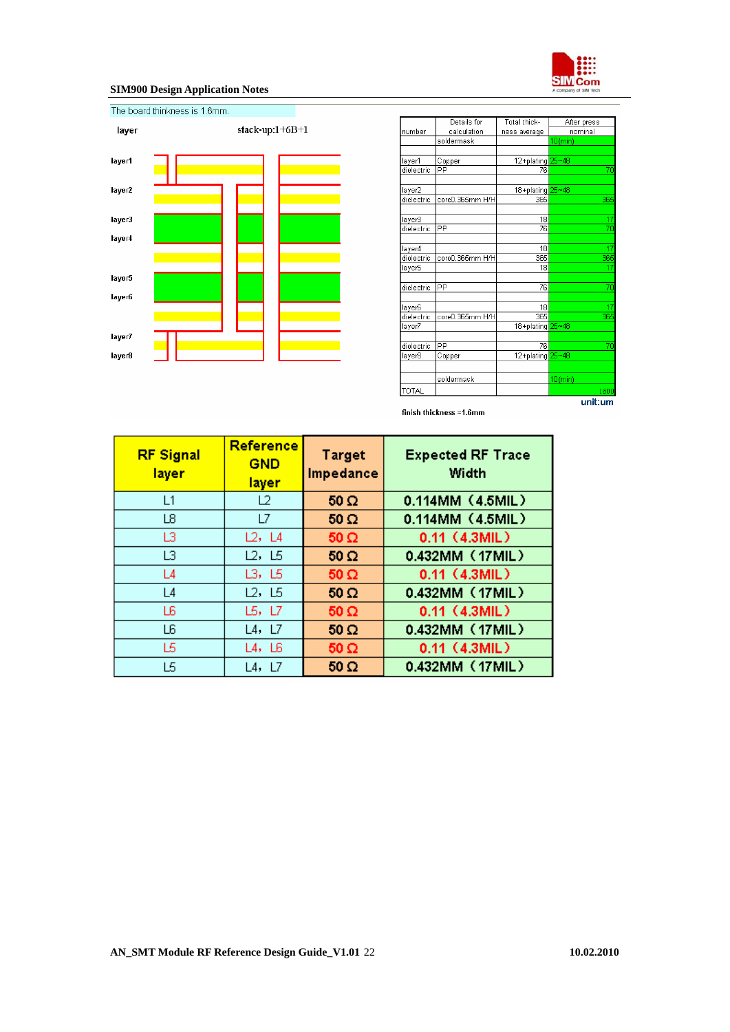The board thinkness is 1.6mm.

layer stack-up:1+6B+1

layer1
layer2
layer3
layer4
layer5
layer6
layer7
layer8

| number | Details for calculation | Total thickness average | After press nominal |
|---|---|---|---|
| | soldermask | | 10(min) |
| layer1 | Copper | 12+plating | 25~40 |
| dielectric | PP | 76 | 70 |
| layer2 | | 18+plating | 25~48 |
| dielectric | core0.365mm H/H | 365 | 365 |
| layer3 | | 18 | 17 |
| dielectric | PP | 76 | 70 |
| layer4 | | 18 | 17 |
| dielectric | core0.365mm H/H | 365 | 365 |
| layer5 | | 18 | 17 |
| dielectric | PP | 76 | 70 |
| layer6 | | 18 | 17 |
| dielectric | core0.365mm H/H | 365 | 365 |
| layer7 | | 18+plating | 25~48 |
| dielectric | PP | 76 | 70 |
| layer8 | Copper | 12+plating | 25~40 |
| | soldermask | | 10(min) |
| TOTAL | | | 1600 |

unit:um

finish thickness =1.6mm

| RF Signal layer | Reference GND layer | Target Impedance | Expected RF Trace Width |
|---|---|---|---|
| L1 | L2 | 50 Ω | 0.114MM（4.5MIL） |
| L8 | L7 | 50 Ω | 0.114MM（4.5MIL） |
| L3 | L2，L4 | 50 Ω | 0.11（4.3MIL） |
| L3 | L2，L5 | 50 Ω | 0.432MM（17MIL） |
| L4 | L3，L5 | 50 Ω | 0.11（4.3MIL） |
| L4 | L2，L5 | 50 Ω | 0.432MM（17MIL） |
| L6 | L5，L7 | 50 Ω | 0.11（4.3MIL） |
| L6 | L4，L7 | 50 Ω | 0.432MM（17MIL） |
| L5 | L4，L6 | 50 Ω | 0.11（4.3MIL） |
| L5 | L4，L7 | 50 Ω | 0.432MM（17MIL） |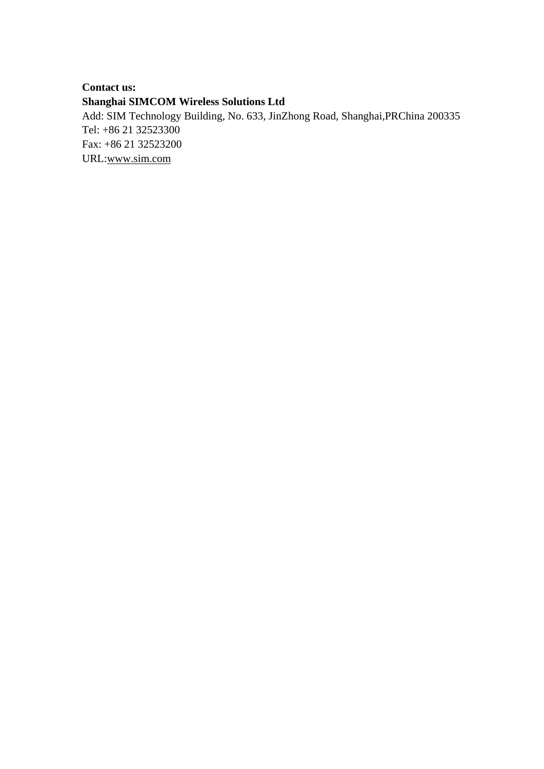**Contact us:**

**Shanghai SIMCOM Wireless Solutions Ltd**

Add: SIM Technology Building, No. 633, JinZhong Road, Shanghai,PRChina 200335

Tel: +86 21 32523300

Fax: +86 21 32523200

URL:www.sim.com